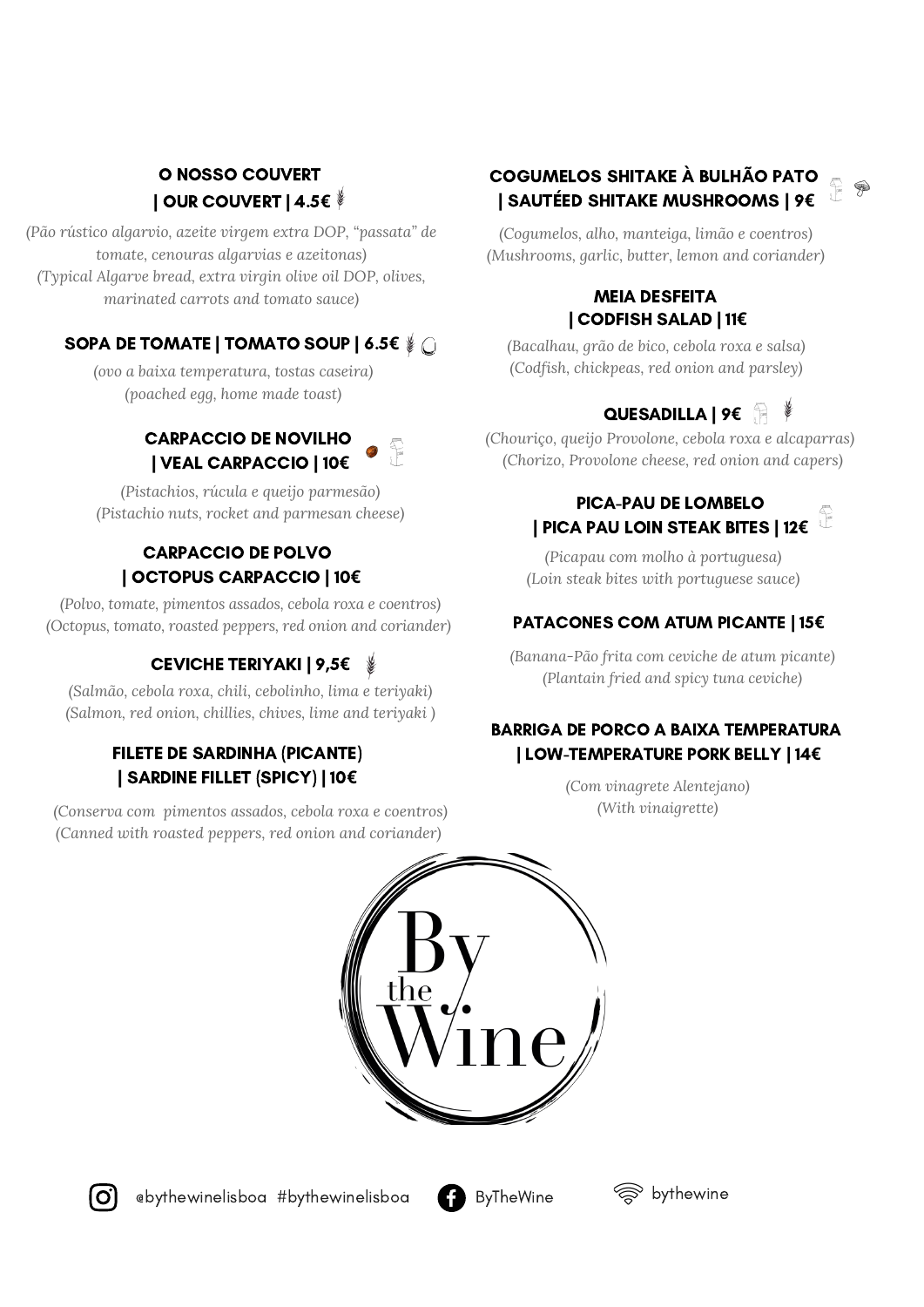### O NOSSO COUVERT | OUR COUVERT | 4.5€

*(Pão rústico algarvio, azeite virgem extra DOP, "passata" de tomate, cenouras algarvias e azeitonas)*
*(Typical Algarve bread, extra virgin olive oil DOP, olives, marinated carrots and tomato sauce)*

### SOPA DE TOMATE | TOMATO SOUP | 6.5€

*(ovo a baixa temperatura, tostas caseira)*
*(poached egg, home made toast)*

### CARPACCIO DE NOVILHO | VEAL CARPACCIO | 10€

*(Pistachios, rúcula e queijo parmesão)*
*(Pistachio nuts, rocket and parmesan cheese)*

### CARPACCIO DE POLVO | OCTOPUS CARPACCIO | 10€

*(Polvo, tomate, pimentos assados, cebola roxa e coentros)*
*(Octopus, tomato, roasted peppers, red onion and coriander)*

### CEVICHE TERIYAKI | 9,5€

*(Salmão, cebola roxa, chili, cebolinho, lima e teriyaki)*
*(Salmon, red onion, chillies, chives, lime and teriyaki )*

### FILETE DE SARDINHA (PICANTE) | SARDINE FILLET (SPICY) | 10€

*(Conserva com pimentos assados, cebola roxa e coentros)*
*(Canned with roasted peppers, red onion and coriander)*

### COGUMELOS SHITAKE À BULHÃO PATO | SAUTÉED SHITAKE MUSHROOMS | 9€

*(Cogumelos, alho, manteiga, limão e coentros)*
*(Mushrooms, garlic, butter, lemon and coriander)*

### MEIA DESFEITA | CODFISH SALAD | 11€

*(Bacalhau, grão de bico, cebola roxa e salsa)*
*(Codfish, chickpeas, red onion and parsley)*

### QUESADILLA | 9€

*(Chouriço, queijo Provolone, cebola roxa e alcaparras)*
*(Chorizo, Provolone cheese, red onion and capers)*

### PICA-PAU DE LOMBELO | PICA PAU LOIN STEAK BITES | 12€

*(Picapau com molho à portuguesa)*
*(Loin steak bites with portuguese sauce)*

### PATACONES COM ATUM PICANTE | 15€

*(Banana-Pão frita com ceviche de atum picante)*
*(Plantain fried and spicy tuna ceviche)*

### BARRIGA DE PORCO A BAIXA TEMPERATURA | LOW-TEMPERATURE PORK BELLY | 14€

*(Com vinagrete Alentejano)*
*(With vinaigrette)*

By the Wine

@bythewinelisboa #bythewinelisboa ByTheWine bythewine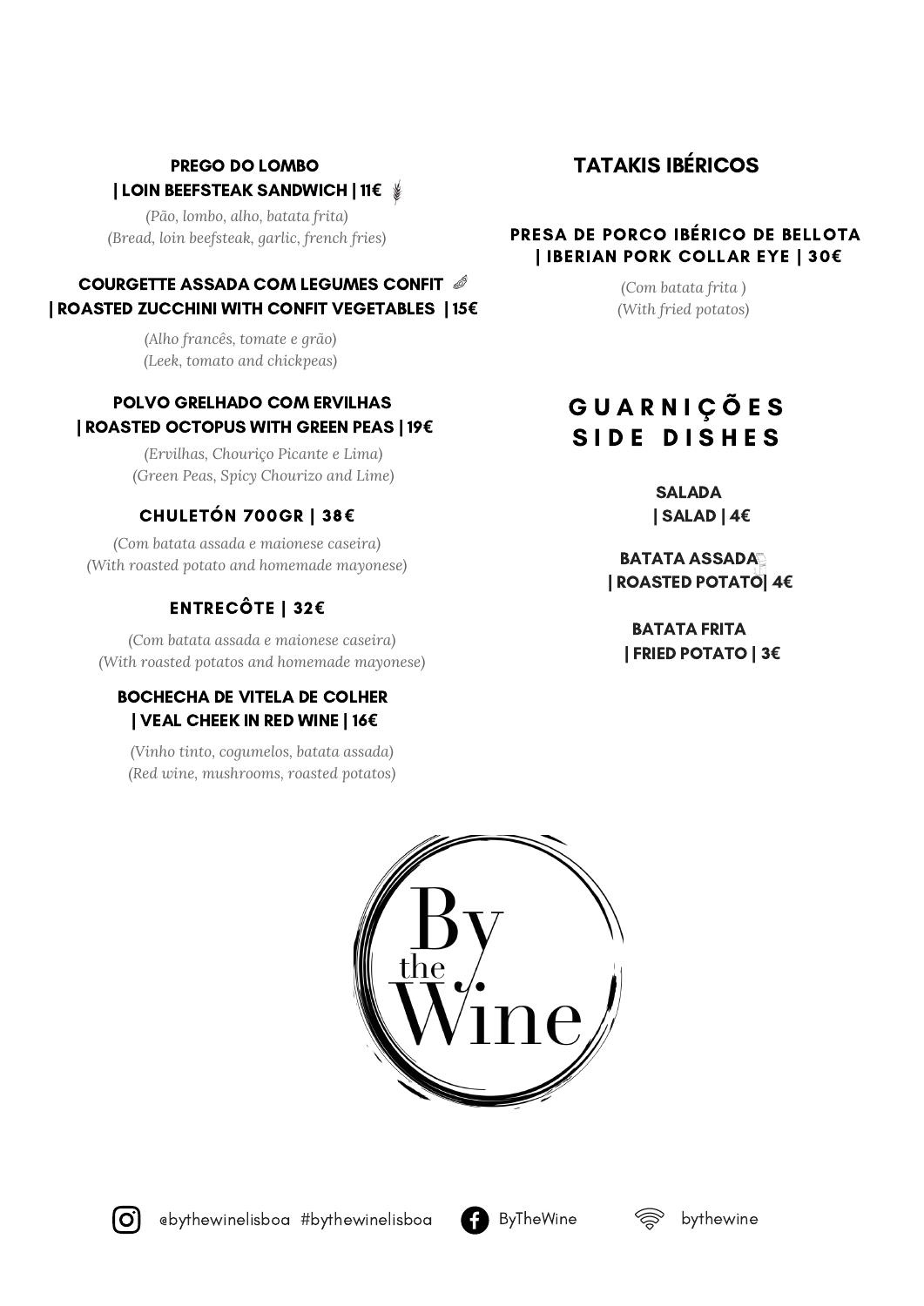**PREGO DO LOMBO**
**| LOIN BEEFSTEAK SANDWICH | 11€**

*(Pão, lombo, alho, batata frita)*
*(Bread, loin beefsteak, garlic, french fries)*

**COURGETTE ASSADA COM LEGUMES CONFIT**
**| ROASTED ZUCCHINI WITH CONFIT VEGETABLES | 15€**

*(Alho francês, tomate e grão)*
*(Leek, tomato and chickpeas)*

**POLVO GRELHADO COM ERVILHAS**
**| ROASTED OCTOPUS WITH GREEN PEAS | 19€**

*(Ervilhas, Chouriço Picante e Lima)*
*(Green Peas, Spicy Chourizo and Lime)*

**CHULETÓN 700GR | 38€**

*(Com batata assada e maionese caseira)*
*(With roasted potato and homemade mayonese)*

**ENTRECÔTE | 32€**

*(Com batata assada e maionese caseira)*
*(With roasted potatos and homemade mayonese)*

**BOCHECHA DE VITELA DE COLHER**
**| VEAL CHEEK IN RED WINE | 16€**

*(Vinho tinto, cogumelos, batata assada)*
*(Red wine, mushrooms, roasted potatos)*

## TATAKIS IBÉRICOS

**PRESA DE PORCO IBÉRICO DE BELLOTA**
**| IBERIAN PORK COLLAR EYE | 30€**

*(Com batata frita )*
*(With fried potatos)*

## GUARNIÇÕES
## SIDE DISHES

**SALADA**
**| SALAD | 4€**

**BATATA ASSADA**
**| ROASTED POTATO | 4€**

**BATATA FRITA**
**| FRIED POTATO | 3€**

By the Wine

@bythewinelisboa #bythewinelisboa ByTheWine bythewine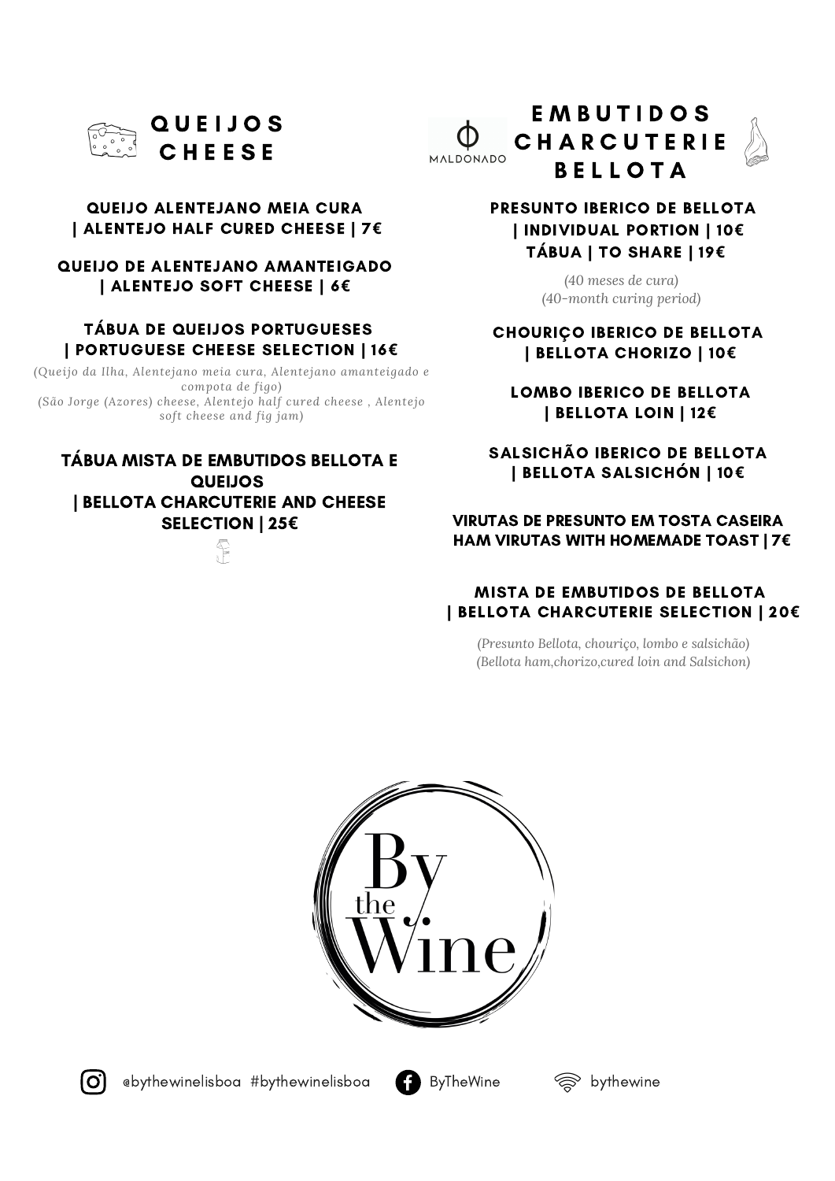## QUEIJOS
## CHEESE

**QUEIJO ALENTEJANO MEIA CURA | ALENTEJO HALF CURED CHEESE | 7€**

**QUEIJO DE ALENTEJANO AMANTEIGADO | ALENTEJO SOFT CHEESE | 6€**

**TÁBUA DE QUEIJOS PORTUGUESES | PORTUGUESE CHEESE SELECTION | 16€**

*(Queijo da Ilha, Alentejano meia cura, Alentejano amanteigado e compota de figo)*
*(São Jorge (Azores) cheese, Alentejo half cured cheese , Alentejo soft cheese and fig jam)*

**TÁBUA MISTA DE EMBUTIDOS BELLOTA E QUEIJOS | BELLOTA CHARCUTERIE AND CHEESE SELECTION | 25€**

## EMBUTIDOS
## CHARCUTERIE
## BELLOTA

MALDONADO

**PRESUNTO IBERICO DE BELLOTA**
**| INDIVIDUAL PORTION | 10€**
**TÁBUA | TO SHARE | 19€**

*(40 meses de cura)*
*(40-month curing period)*

**CHOURIÇO IBERICO DE BELLOTA | BELLOTA CHORIZO | 10€**

**LOMBO IBERICO DE BELLOTA | BELLOTA LOIN | 12€**

**SALSICHÃO IBERICO DE BELLOTA | BELLOTA SALSICHÓN | 10€**

**VIRUTAS DE PRESUNTO EM TOSTA CASEIRA**
**HAM VIRUTAS WITH HOMEMADE TOAST | 7€**

**MISTA DE EMBUTIDOS DE BELLOTA | BELLOTA CHARCUTERIE SELECTION | 20€**

*(Presunto Bellota, chouriço, lombo e salsichão)*
*(Bellota ham,chorizo,cured loin and Salsichon)*

By the Wine

@bythewinelisboa #bythewinelisboa ByTheWine bythewine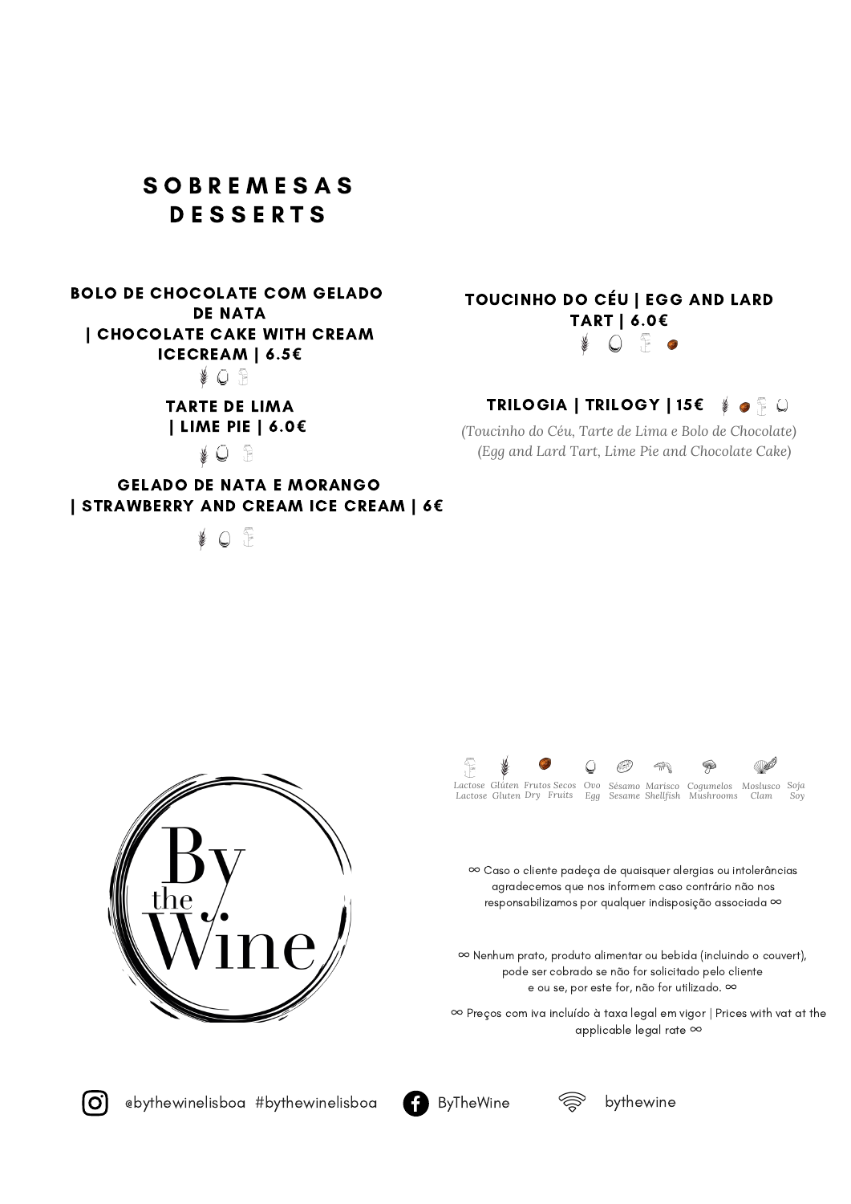# SOBREMESAS
# DESSERTS

### BOLO DE CHOCOLATE COM GELADO DE NATA | CHOCOLATE CAKE WITH CREAM ICECREAM | 6.5€

### TARTE DE LIMA | LIME PIE | 6.0€

### GELADO DE NATA E MORANGO | STRAWBERRY AND CREAM ICE CREAM | 6€

### TOUCINHO DO CÉU | EGG AND LARD TART | 6.0€

### TRILOGIA | TRILOGY | 15€

*(Toucinho do Céu, Tarte de Lima e Bolo de Chocolate)*
*(Egg and Lard Tart, Lime Pie and Chocolate Cake)*

*Lactose Lactose · Gluten Gluten · Frutos Secos Dry Fruits · Ovo Egg · Sésamo Sesame · Marisco Shellfish · Cogumelos Mushrooms · Moslusco Clam · Soja Soy*

By the Wine

∞ Caso o cliente padeça de quaisquer alergias ou intolerâncias agradecemos que nos informem caso contrário não nos responsabilizamos por qualquer indisposição associada ∞

∞ Nenhum prato, produto alimentar ou bebida (incluindo o couvert), pode ser cobrado se não for solicitado pelo cliente e ou se, por este for, não for utilizado. ∞

∞ Preços com iva incluído à taxa legal em vigor | Prices with vat at the applicable legal rate ∞

@bythewinelisboa #bythewinelisboa ByTheWine bythewine